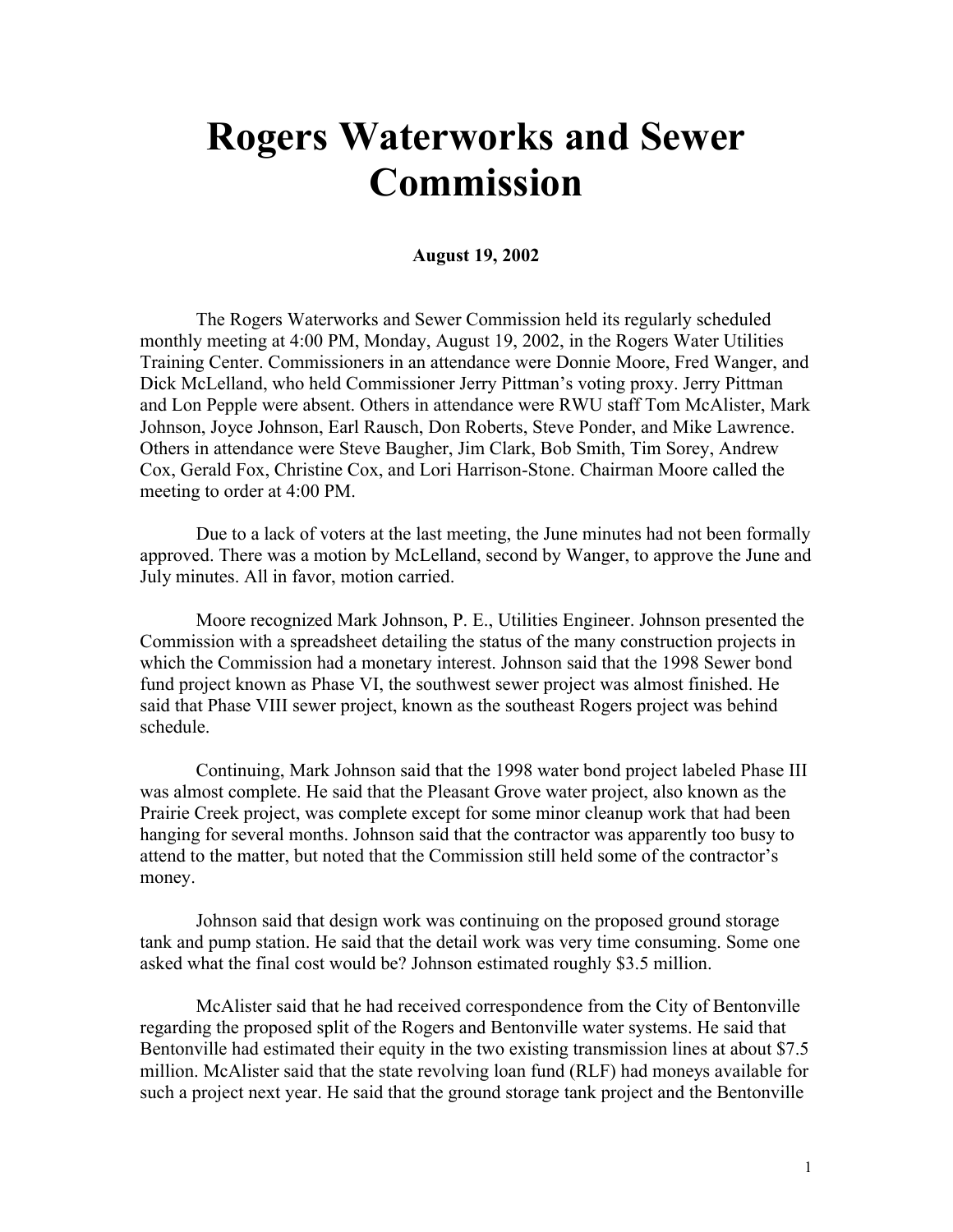# Rogers Waterworks and Sewer Commission

**August 19, 2002**

The Rogers Waterworks and Sewer Commission held its regularly scheduled monthly meeting at 4:00 PM, Monday, August 19, 2002, in the Rogers Water Utilities Training Center. Commissioners in an attendance were Donnie Moore, Fred Wanger, and Dick McLelland, who held Commissioner Jerry Pittman's voting proxy. Jerry Pittman and Lon Pepple were absent. Others in attendance were RWU staff Tom McAlister, Mark Johnson, Joyce Johnson, Earl Rausch, Don Roberts, Steve Ponder, and Mike Lawrence. Others in attendance were Steve Baugher, Jim Clark, Bob Smith, Tim Sorey, Andrew Cox, Gerald Fox, Christine Cox, and Lori Harrison-Stone. Chairman Moore called the meeting to order at 4:00 PM.

Due to a lack of voters at the last meeting, the June minutes had not been formally approved. There was a motion by McLelland, second by Wanger, to approve the June and July minutes. All in favor, motion carried.

Moore recognized Mark Johnson, P. E., Utilities Engineer. Johnson presented the Commission with a spreadsheet detailing the status of the many construction projects in which the Commission had a monetary interest. Johnson said that the 1998 Sewer bond fund project known as Phase VI, the southwest sewer project was almost finished. He said that Phase VIII sewer project, known as the southeast Rogers project was behind schedule.

Continuing, Mark Johnson said that the 1998 water bond project labeled Phase III was almost complete. He said that the Pleasant Grove water project, also known as the Prairie Creek project, was complete except for some minor cleanup work that had been hanging for several months. Johnson said that the contractor was apparently too busy to attend to the matter, but noted that the Commission still held some of the contractor's money.

Johnson said that design work was continuing on the proposed ground storage tank and pump station. He said that the detail work was very time consuming. Some one asked what the final cost would be? Johnson estimated roughly $3.5 million.

McAlister said that he had received correspondence from the City of Bentonville regarding the proposed split of the Rogers and Bentonville water systems. He said that Bentonville had estimated their equity in the two existing transmission lines at about $7.5 million. McAlister said that the state revolving loan fund (RLF) had moneys available for such a project next year. He said that the ground storage tank project and the Bentonville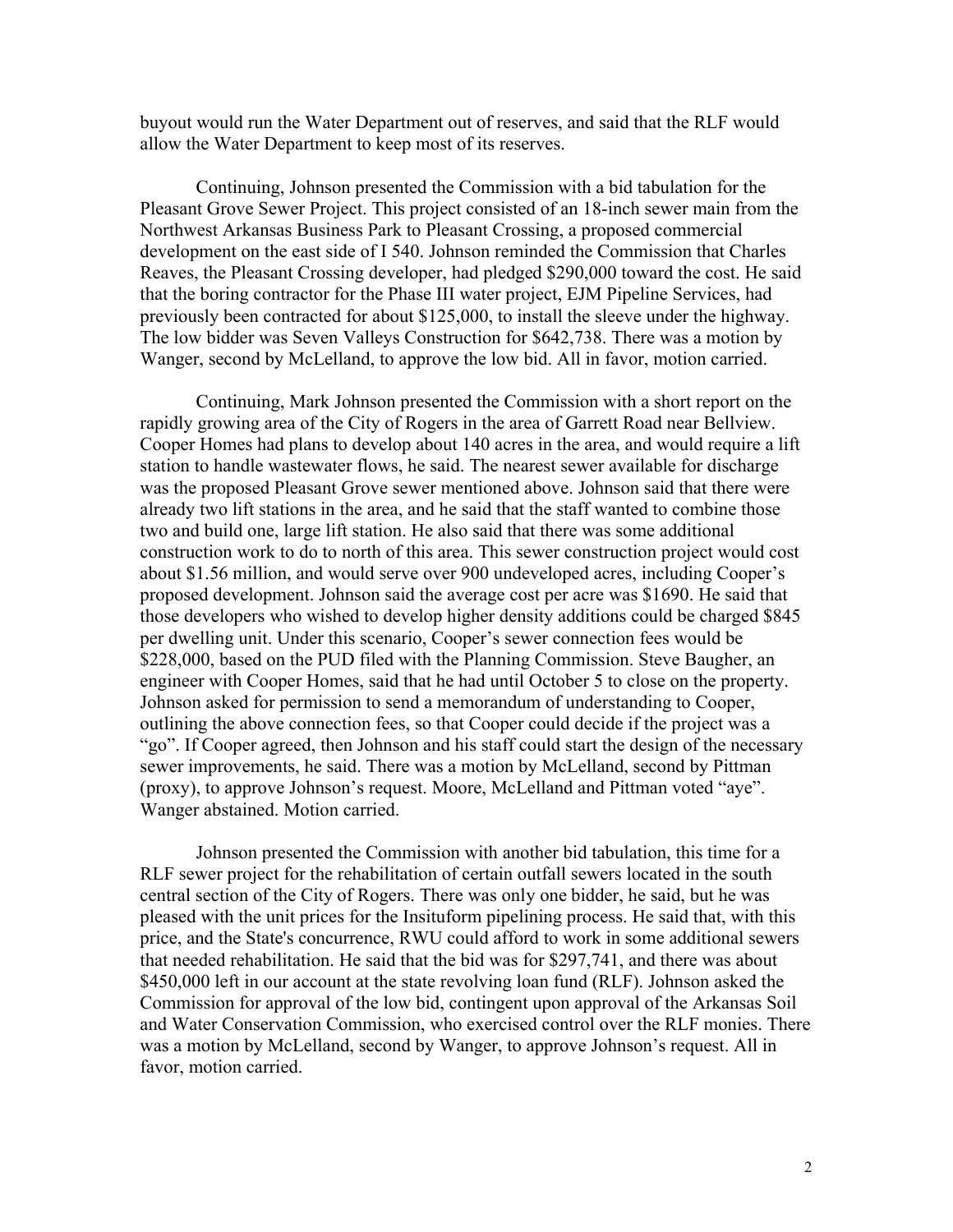buyout would run the Water Department out of reserves, and said that the RLF would allow the Water Department to keep most of its reserves.

Continuing, Johnson presented the Commission with a bid tabulation for the Pleasant Grove Sewer Project. This project consisted of an 18-inch sewer main from the Northwest Arkansas Business Park to Pleasant Crossing, a proposed commercial development on the east side of I 540. Johnson reminded the Commission that Charles Reaves, the Pleasant Crossing developer, had pledged $290,000 toward the cost. He said that the boring contractor for the Phase III water project, EJM Pipeline Services, had previously been contracted for about $125,000, to install the sleeve under the highway. The low bidder was Seven Valleys Construction for $642,738. There was a motion by Wanger, second by McLelland, to approve the low bid. All in favor, motion carried.

Continuing, Mark Johnson presented the Commission with a short report on the rapidly growing area of the City of Rogers in the area of Garrett Road near Bellview. Cooper Homes had plans to develop about 140 acres in the area, and would require a lift station to handle wastewater flows, he said. The nearest sewer available for discharge was the proposed Pleasant Grove sewer mentioned above. Johnson said that there were already two lift stations in the area, and he said that the staff wanted to combine those two and build one, large lift station. He also said that there was some additional construction work to do to north of this area. This sewer construction project would cost about $1.56 million, and would serve over 900 undeveloped acres, including Cooper's proposed development. Johnson said the average cost per acre was $1690. He said that those developers who wished to develop higher density additions could be charged $845 per dwelling unit. Under this scenario, Cooper's sewer connection fees would be $228,000, based on the PUD filed with the Planning Commission. Steve Baugher, an engineer with Cooper Homes, said that he had until October 5 to close on the property. Johnson asked for permission to send a memorandum of understanding to Cooper, outlining the above connection fees, so that Cooper could decide if the project was a "go". If Cooper agreed, then Johnson and his staff could start the design of the necessary sewer improvements, he said. There was a motion by McLelland, second by Pittman (proxy), to approve Johnson's request. Moore, McLelland and Pittman voted "aye". Wanger abstained. Motion carried.

Johnson presented the Commission with another bid tabulation, this time for a RLF sewer project for the rehabilitation of certain outfall sewers located in the south central section of the City of Rogers. There was only one bidder, he said, but he was pleased with the unit prices for the Insituform pipelining process. He said that, with this price, and the State's concurrence, RWU could afford to work in some additional sewers that needed rehabilitation. He said that the bid was for $297,741, and there was about $450,000 left in our account at the state revolving loan fund (RLF). Johnson asked the Commission for approval of the low bid, contingent upon approval of the Arkansas Soil and Water Conservation Commission, who exercised control over the RLF monies. There was a motion by McLelland, second by Wanger, to approve Johnson's request. All in favor, motion carried.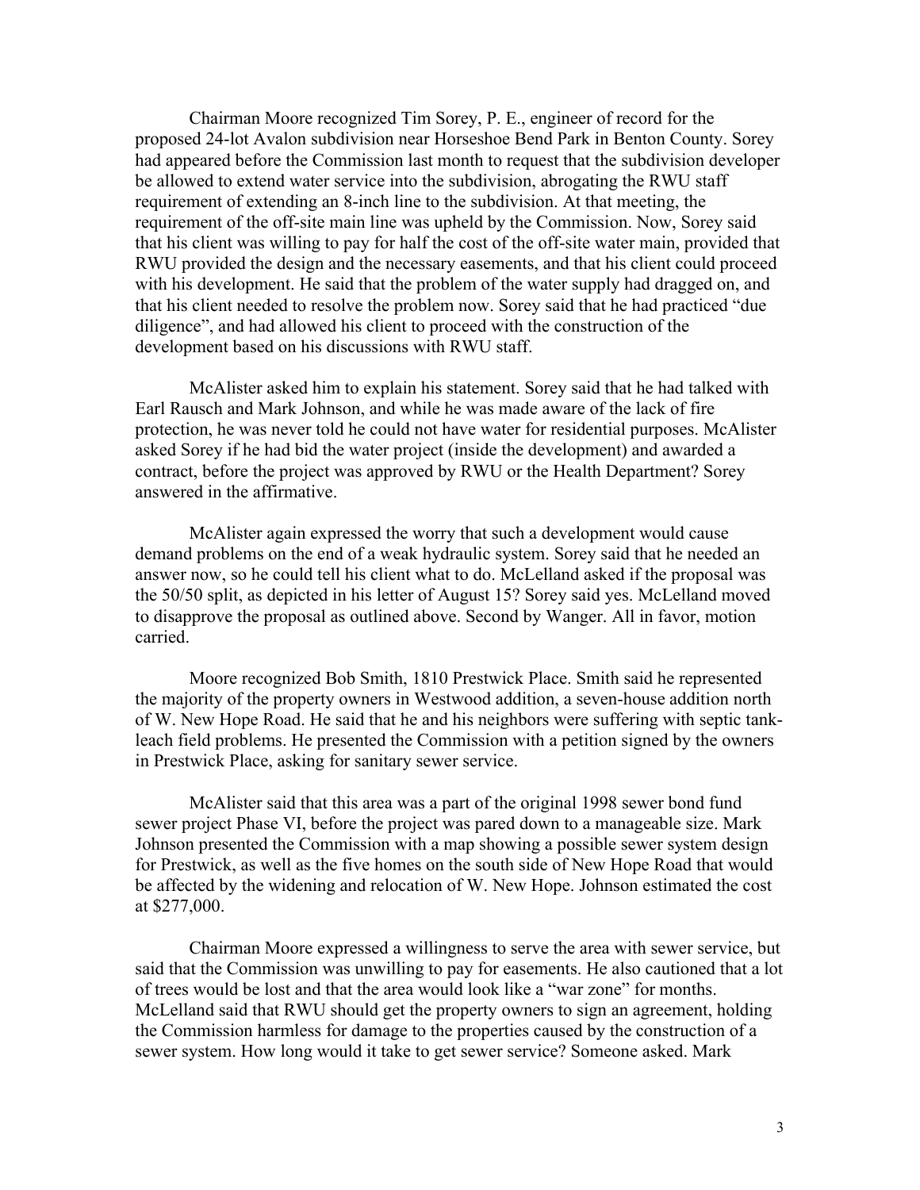Chairman Moore recognized Tim Sorey, P. E., engineer of record for the proposed 24-lot Avalon subdivision near Horseshoe Bend Park in Benton County. Sorey had appeared before the Commission last month to request that the subdivision developer be allowed to extend water service into the subdivision, abrogating the RWU staff requirement of extending an 8-inch line to the subdivision. At that meeting, the requirement of the off-site main line was upheld by the Commission. Now, Sorey said that his client was willing to pay for half the cost of the off-site water main, provided that RWU provided the design and the necessary easements, and that his client could proceed with his development. He said that the problem of the water supply had dragged on, and that his client needed to resolve the problem now. Sorey said that he had practiced "due diligence", and had allowed his client to proceed with the construction of the development based on his discussions with RWU staff.

McAlister asked him to explain his statement. Sorey said that he had talked with Earl Rausch and Mark Johnson, and while he was made aware of the lack of fire protection, he was never told he could not have water for residential purposes. McAlister asked Sorey if he had bid the water project (inside the development) and awarded a contract, before the project was approved by RWU or the Health Department? Sorey answered in the affirmative.

McAlister again expressed the worry that such a development would cause demand problems on the end of a weak hydraulic system. Sorey said that he needed an answer now, so he could tell his client what to do. McLelland asked if the proposal was the 50/50 split, as depicted in his letter of August 15? Sorey said yes. McLelland moved to disapprove the proposal as outlined above. Second by Wanger. All in favor, motion carried.

Moore recognized Bob Smith, 1810 Prestwick Place. Smith said he represented the majority of the property owners in Westwood addition, a seven-house addition north of W. New Hope Road. He said that he and his neighbors were suffering with septic tank-leach field problems. He presented the Commission with a petition signed by the owners in Prestwick Place, asking for sanitary sewer service.

McAlister said that this area was a part of the original 1998 sewer bond fund sewer project Phase VI, before the project was pared down to a manageable size. Mark Johnson presented the Commission with a map showing a possible sewer system design for Prestwick, as well as the five homes on the south side of New Hope Road that would be affected by the widening and relocation of W. New Hope. Johnson estimated the cost at $277,000.

Chairman Moore expressed a willingness to serve the area with sewer service, but said that the Commission was unwilling to pay for easements. He also cautioned that a lot of trees would be lost and that the area would look like a "war zone" for months. McLelland said that RWU should get the property owners to sign an agreement, holding the Commission harmless for damage to the properties caused by the construction of a sewer system. How long would it take to get sewer service? Someone asked. Mark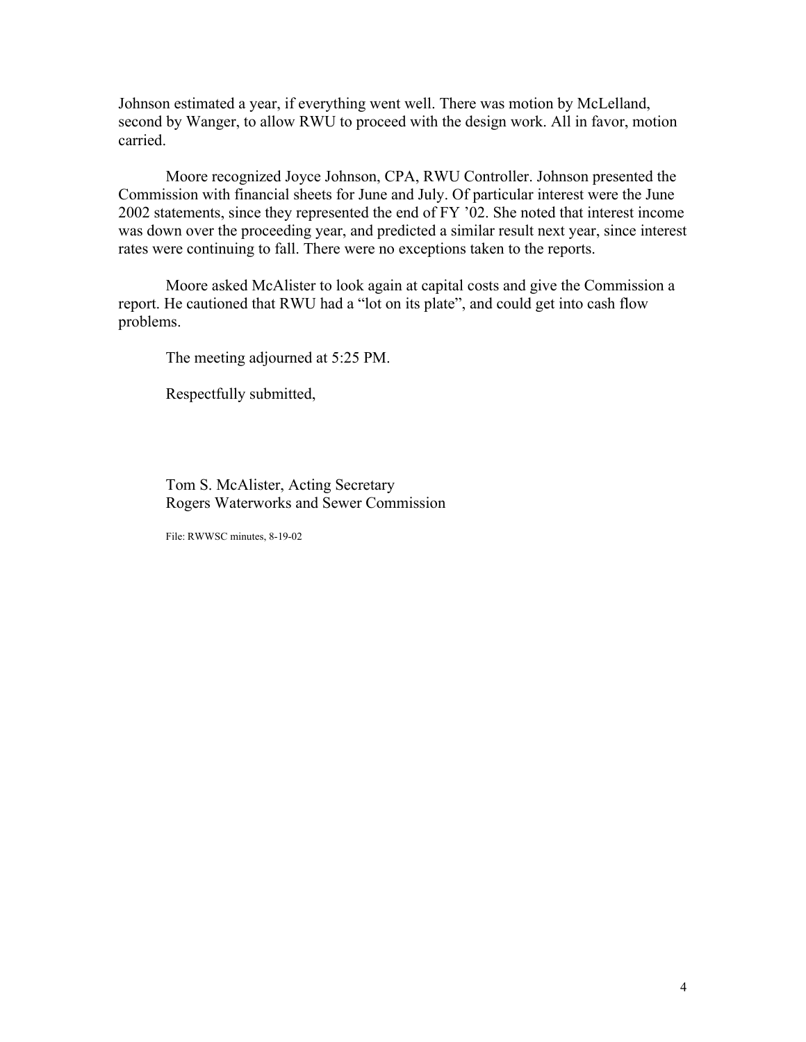Johnson estimated a year, if everything went well. There was motion by McLelland, second by Wanger, to allow RWU to proceed with the design work. All in favor, motion carried.

Moore recognized Joyce Johnson, CPA, RWU Controller. Johnson presented the Commission with financial sheets for June and July. Of particular interest were the June 2002 statements, since they represented the end of FY '02. She noted that interest income was down over the proceeding year, and predicted a similar result next year, since interest rates were continuing to fall. There were no exceptions taken to the reports.

Moore asked McAlister to look again at capital costs and give the Commission a report. He cautioned that RWU had a "lot on its plate", and could get into cash flow problems.

The meeting adjourned at 5:25 PM.

Respectfully submitted,

Tom S. McAlister, Acting Secretary
Rogers Waterworks and Sewer Commission

File: RWWSC minutes, 8-19-02